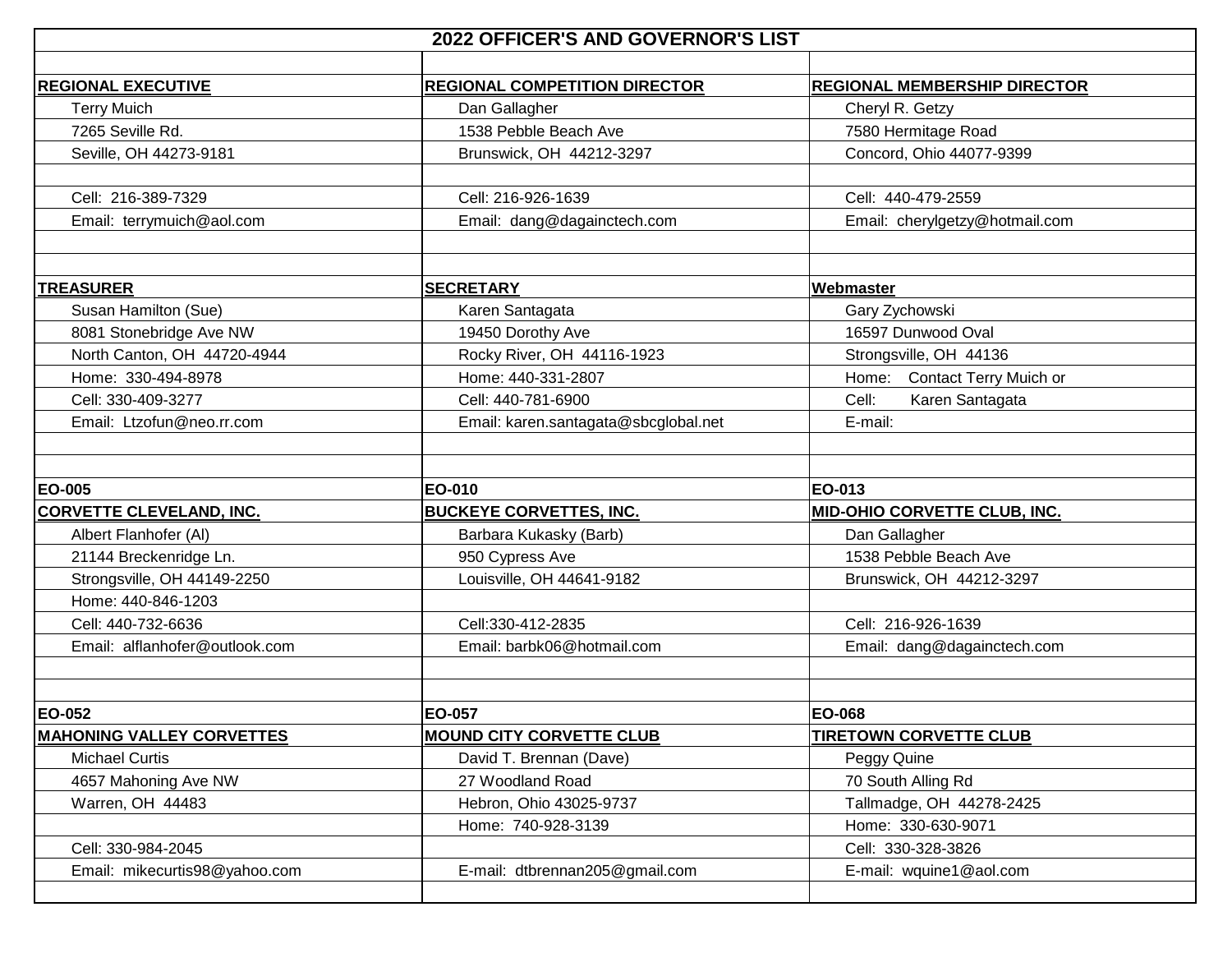# 2022 OFFICER'S AND GOVERNOR'S LIST

| REGIONAL EXECUTIVE | REGIONAL COMPETITION DIRECTOR | REGIONAL MEMBERSHIP DIRECTOR |
|---|---|---|
| Terry Muich | Dan Gallagher | Cheryl R. Getzy |
| 7265 Seville Rd. | 1538 Pebble Beach Ave | 7580 Hermitage Road |
| Seville, OH 44273-9181 | Brunswick, OH 44212-3297 | Concord, Ohio 44077-9399 |
| | | |
| Cell: 216-389-7329 | Cell: 216-926-1639 | Cell: 440-479-2559 |
| Email: terrymuich@aol.com | Email: dang@dagainctech.com | Email: cherylgetzy@hotmail.com |
| | | |
| | | |
| **TREASURER** | **SECRETARY** | **Webmaster** |
| Susan Hamilton (Sue) | Karen Santagata | Gary Zychowski |
| 8081 Stonebridge Ave NW | 19450 Dorothy Ave | 16597 Dunwood Oval |
| North Canton, OH 44720-4944 | Rocky River, OH 44116-1923 | Strongsville, OH 44136 |
| Home: 330-494-8978 | Home: 440-331-2807 | Home: Contact Terry Muich or |
| Cell: 330-409-3277 | Cell: 440-781-6900 | Cell: Karen Santagata |
| Email: Ltzofun@neo.rr.com | Email: karen.santagata@sbcglobal.net | E-mail: |
| | | |
| | | |
| **EO-005** | **EO-010** | **EO-013** |
| **CORVETTE CLEVELAND, INC.** | **BUCKEYE CORVETTES, INC.** | **MID-OHIO CORVETTE CLUB, INC.** |
| Albert Flanhofer (Al) | Barbara Kukasky (Barb) | Dan Gallagher |
| 21144 Breckenridge Ln. | 950 Cypress Ave | 1538 Pebble Beach Ave |
| Strongsville, OH 44149-2250 | Louisville, OH 44641-9182 | Brunswick, OH 44212-3297 |
| Home: 440-846-1203 | | |
| Cell: 440-732-6636 | Cell:330-412-2835 | Cell: 216-926-1639 |
| Email: alflanhofer@outlook.com | Email: barbk06@hotmail.com | Email: dang@dagainctech.com |
| | | |
| | | |
| **EO-052** | **EO-057** | **EO-068** |
| **MAHONING VALLEY CORVETTES** | **MOUND CITY CORVETTE CLUB** | **TIRETOWN CORVETTE CLUB** |
| Michael Curtis | David T. Brennan (Dave) | Peggy Quine |
| 4657 Mahoning Ave NW | 27 Woodland Road | 70 South Alling Rd |
| Warren, OH 44483 | Hebron, Ohio 43025-9737 | Tallmadge, OH 44278-2425 |
| | Home: 740-928-3139 | Home: 330-630-9071 |
| Cell: 330-984-2045 | | Cell: 330-328-3826 |
| Email: mikecurtis98@yahoo.com | E-mail: dtbrennan205@gmail.com | E-mail: wquine1@aol.com |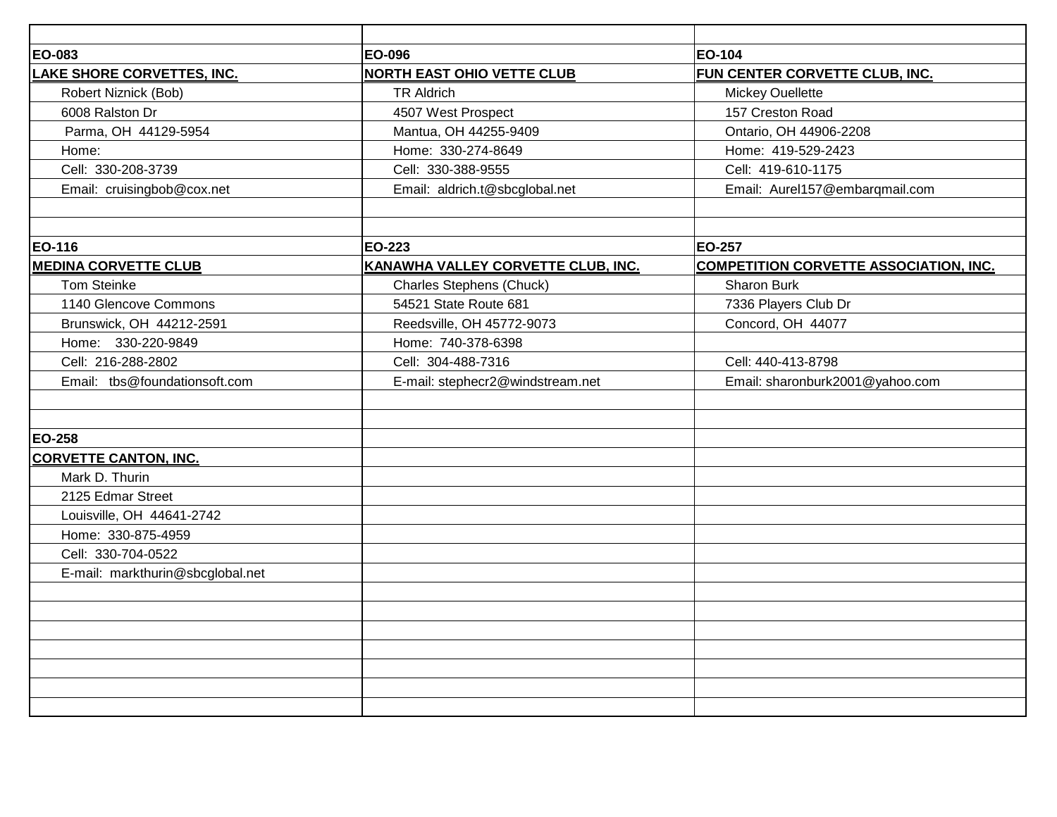| | | |
|---|---|---|
| **EO-083** | **EO-096** | **EO-104** |
| **LAKE SHORE CORVETTES, INC.** | **NORTH EAST OHIO VETTE CLUB** | **FUN CENTER CORVETTE CLUB, INC.** |
| Robert Niznick (Bob) | TR Aldrich | Mickey Ouellette |
| 6008 Ralston Dr | 4507 West Prospect | 157 Creston Road |
| Parma, OH 44129-5954 | Mantua, OH 44255-9409 | Ontario, OH 44906-2208 |
| Home: | Home: 330-274-8649 | Home: 419-529-2423 |
| Cell: 330-208-3739 | Cell: 330-388-9555 | Cell: 419-610-1175 |
| Email: cruisingbob@cox.net | Email: aldrich.t@sbcglobal.net | Email: Aurel157@embarqmail.com |
| | | |
| | | |
| **EO-116** | **EO-223** | **EO-257** |
| **MEDINA CORVETTE CLUB** | **KANAWHA VALLEY CORVETTE CLUB, INC.** | **COMPETITION CORVETTE ASSOCIATION, INC.** |
| Tom Steinke | Charles Stephens (Chuck) | Sharon Burk |
| 1140 Glencove Commons | 54521 State Route 681 | 7336 Players Club Dr |
| Brunswick, OH 44212-2591 | Reedsville, OH 45772-9073 | Concord, OH 44077 |
| Home: 330-220-9849 | Home: 740-378-6398 | |
| Cell: 216-288-2802 | Cell: 304-488-7316 | Cell: 440-413-8798 |
| Email: tbs@foundationsoft.com | E-mail: stephecr2@windstream.net | Email: sharonburk2001@yahoo.com |
| | | |
| | | |
| **EO-258** | | |
| **CORVETTE CANTON, INC.** | | |
| Mark D. Thurin | | |
| 2125 Edmar Street | | |
| Louisville, OH 44641-2742 | | |
| Home: 330-875-4959 | | |
| Cell: 330-704-0522 | | |
| E-mail: markthurin@sbcglobal.net | | |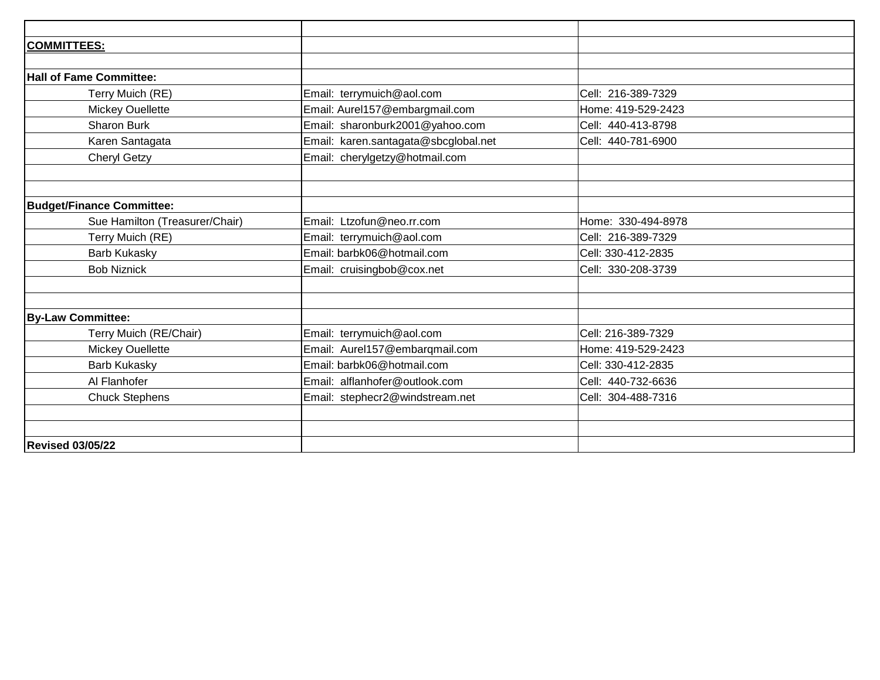| | | |
|---|---|---|
| **COMMITTEES:** | | |
| | | |
| **Hall of Fame Committee:** | | |
| Terry Muich (RE) | Email:  terrymuich@aol.com | Cell:  216-389-7329 |
| Mickey Ouellette | Email: Aurel157@embargmail.com | Home: 419-529-2423 |
| Sharon Burk | Email:  sharonburk2001@yahoo.com | Cell:  440-413-8798 |
| Karen Santagata | Email:  karen.santagata@sbcglobal.net | Cell:  440-781-6900 |
| Cheryl Getzy | Email:  cherylgetzy@hotmail.com | |
| | | |
| | | |
| **Budget/Finance Committee:** | | |
| Sue Hamilton (Treasurer/Chair) | Email:  Ltzofun@neo.rr.com | Home:  330-494-8978 |
| Terry Muich (RE) | Email:  terrymuich@aol.com | Cell:  216-389-7329 |
| Barb Kukasky | Email: barbk06@hotmail.com | Cell: 330-412-2835 |
| Bob Niznick | Email:  cruisingbob@cox.net | Cell:  330-208-3739 |
| | | |
| | | |
| **By-Law Committee:** | | |
| Terry Muich (RE/Chair) | Email:  terrymuich@aol.com | Cell: 216-389-7329 |
| Mickey Ouellette | Email:  Aurel157@embarqmail.com | Home: 419-529-2423 |
| Barb Kukasky | Email: barbk06@hotmail.com | Cell: 330-412-2835 |
| Al Flanhofer | Email:  alflanhofer@outlook.com | Cell:  440-732-6636 |
| Chuck Stephens | Email:  stephecr2@windstream.net | Cell:  304-488-7316 |
| | | |
| | | |
| **Revised 03/05/22** | | |